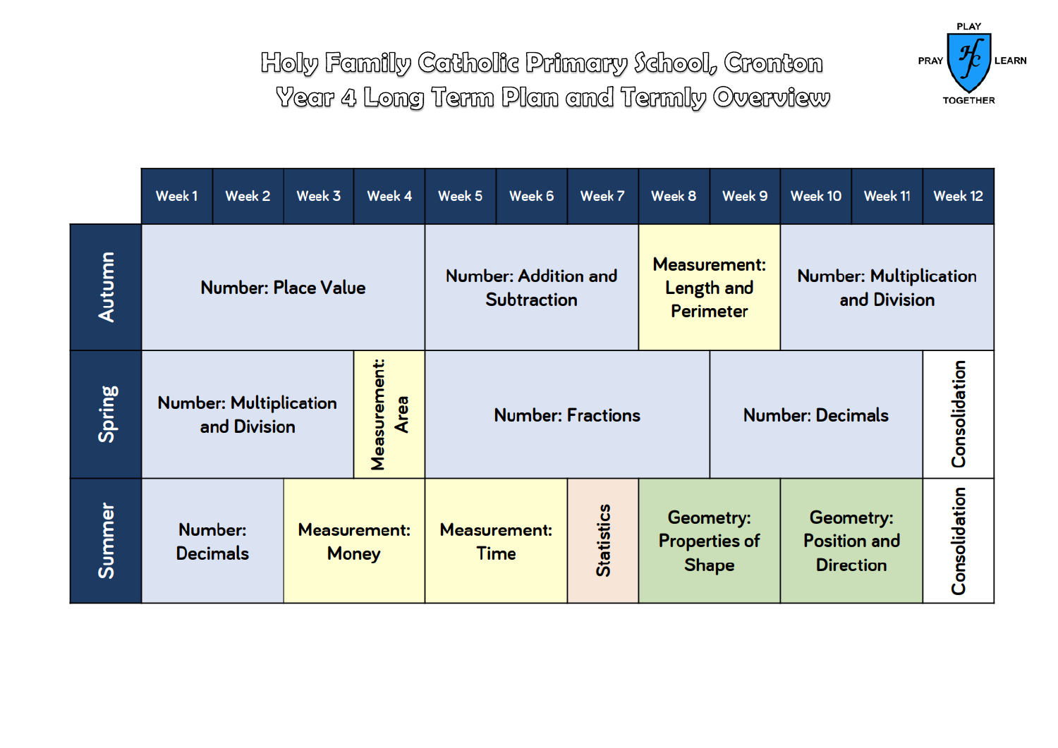# Holy Family Catholic Primary School, Cronton

## Year 4 Long Term Plan and Termly Overview

PLAY PRAY LEARN TOGETHER

| | Week 1 | Week 2 | Week 3 | Week 4 | Week 5 | Week 6 | Week 7 | Week 8 | Week 9 | Week 10 | Week 11 | Week 12 |
|---|---|---|---|---|---|---|---|---|---|---|---|---|
| Autumn | Number: Place Value | | | | Number: Addition and Subtraction | | | Measurement: Length and Perimeter | | Number: Multiplication and Division | | |
| Spring | Number: Multiplication and Division | | | Measurement: Area | Number: Fractions | | | | Number: Decimals | | | Consolidation |
| Summer | Number: Decimals | | Measurement: Money | | Measurement: Time | | Statistics | Geometry: Properties of Shape | | Geometry: Position and Direction | | Consolidation |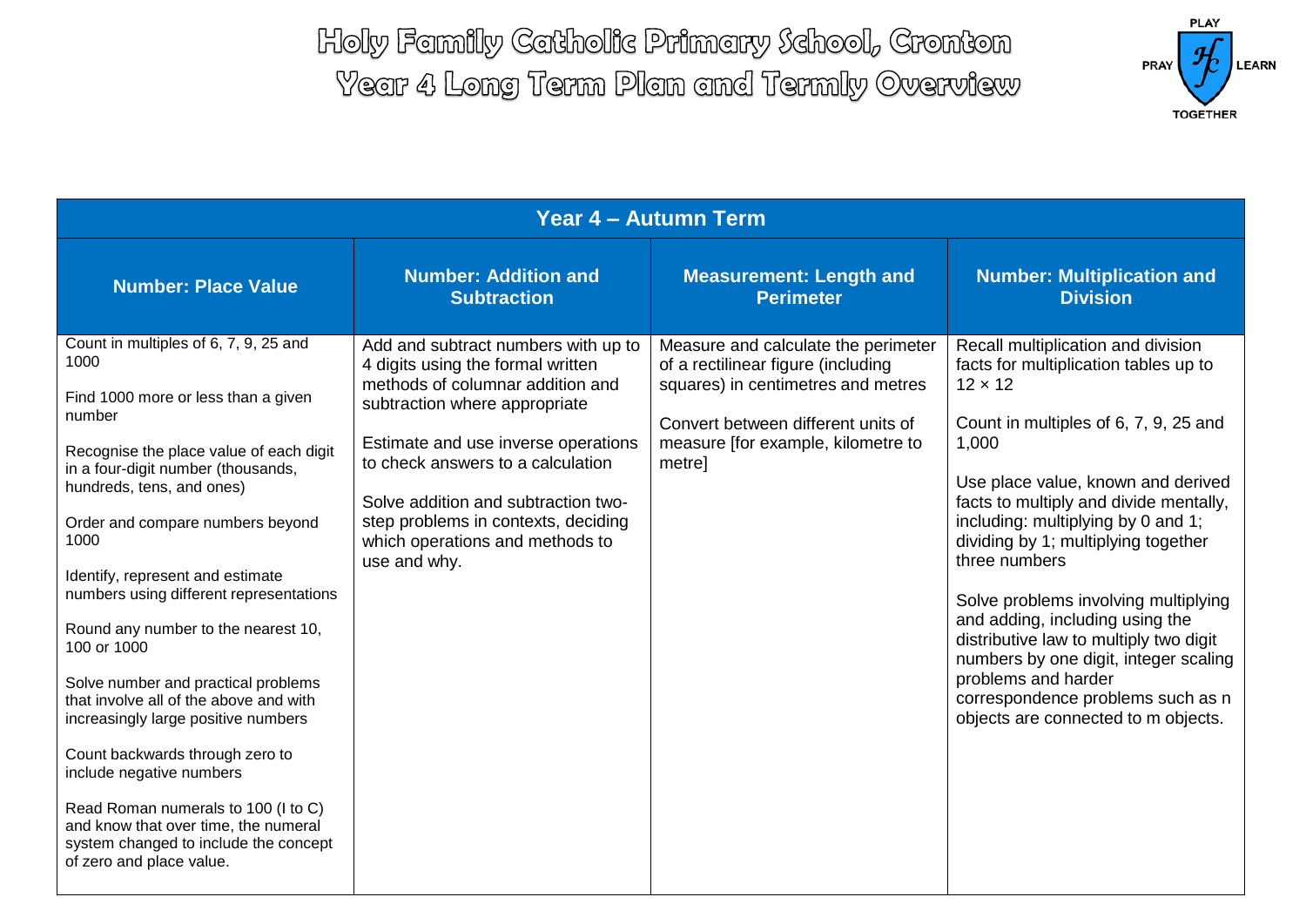# Holy Family Catholic Primary School, Cronton
# Year 4 Long Term Plan and Termly Overview

PLAY · PRAY · LEARN · TOGETHER

| Year 4 – Autumn Term | | | |
|---|---|---|---|
| **Number: Place Value** | **Number: Addition and Subtraction** | **Measurement: Length and Perimeter** | **Number: Multiplication and Division** |
| Count in multiples of 6, 7, 9, 25 and 1000<br><br>Find 1000 more or less than a given number<br><br>Recognise the place value of each digit in a four-digit number (thousands, hundreds, tens, and ones)<br><br>Order and compare numbers beyond 1000<br><br>Identify, represent and estimate numbers using different representations<br><br>Round any number to the nearest 10, 100 or 1000<br><br>Solve number and practical problems that involve all of the above and with increasingly large positive numbers<br><br>Count backwards through zero to include negative numbers<br><br>Read Roman numerals to 100 (I to C) and know that over time, the numeral system changed to include the concept of zero and place value. | Add and subtract numbers with up to 4 digits using the formal written methods of columnar addition and subtraction where appropriate<br><br>Estimate and use inverse operations to check answers to a calculation<br><br>Solve addition and subtraction two-step problems in contexts, deciding which operations and methods to use and why. | Measure and calculate the perimeter of a rectilinear figure (including squares) in centimetres and metres<br><br>Convert between different units of measure [for example, kilometre to metre] | Recall multiplication and division facts for multiplication tables up to $12 \times 12$<br><br>Count in multiples of 6, 7, 9, 25 and 1,000<br><br>Use place value, known and derived facts to multiply and divide mentally, including: multiplying by 0 and 1; dividing by 1; multiplying together three numbers<br><br>Solve problems involving multiplying and adding, including using the distributive law to multiply two digit numbers by one digit, integer scaling problems and harder correspondence problems such as n objects are connected to m objects. |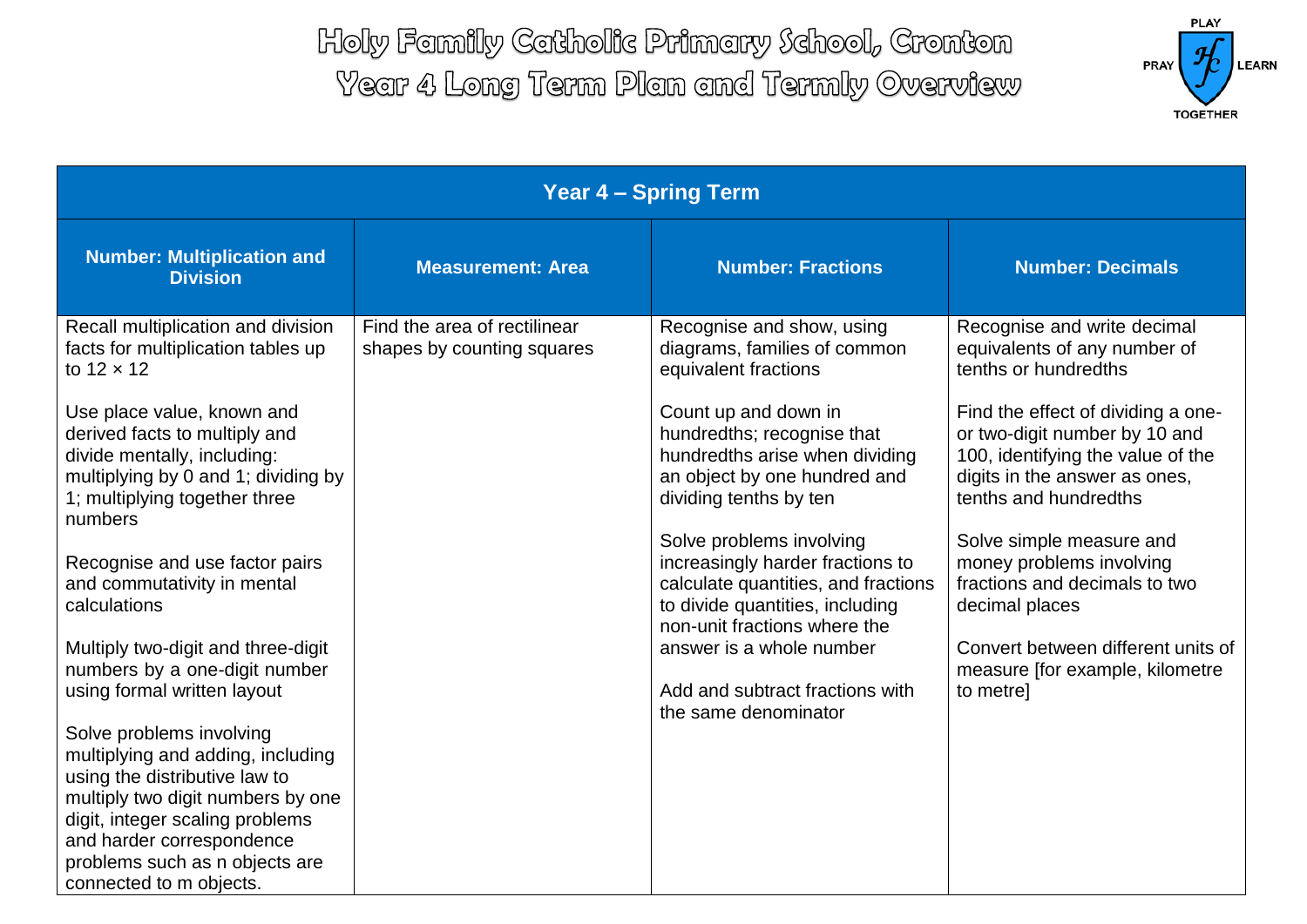# Holy Family Catholic Primary School, Cronton
## Year 4 Long Term Plan and Termly Overview

PLAY PRAY LEARN TOGETHER

| Year 4 – Spring Term | | | |
|---|---|---|---|
| **Number: Multiplication and Division** | **Measurement: Area** | **Number: Fractions** | **Number: Decimals** |
| Recall multiplication and division facts for multiplication tables up to 12 × 12<br><br>Use place value, known and derived facts to multiply and divide mentally, including: multiplying by 0 and 1; dividing by 1; multiplying together three numbers<br><br>Recognise and use factor pairs and commutativity in mental calculations<br><br>Multiply two-digit and three-digit numbers by a one-digit number using formal written layout<br><br>Solve problems involving multiplying and adding, including using the distributive law to multiply two digit numbers by one digit, integer scaling problems and harder correspondence problems such as n objects are connected to m objects. | Find the area of rectilinear shapes by counting squares | Recognise and show, using diagrams, families of common equivalent fractions<br><br>Count up and down in hundredths; recognise that hundredths arise when dividing an object by one hundred and dividing tenths by ten<br><br>Solve problems involving increasingly harder fractions to calculate quantities, and fractions to divide quantities, including non-unit fractions where the answer is a whole number<br><br>Add and subtract fractions with the same denominator | Recognise and write decimal equivalents of any number of tenths or hundredths<br><br>Find the effect of dividing a one- or two-digit number by 10 and 100, identifying the value of the digits in the answer as ones, tenths and hundredths<br><br>Solve simple measure and money problems involving fractions and decimals to two decimal places<br><br>Convert between different units of measure [for example, kilometre to metre] |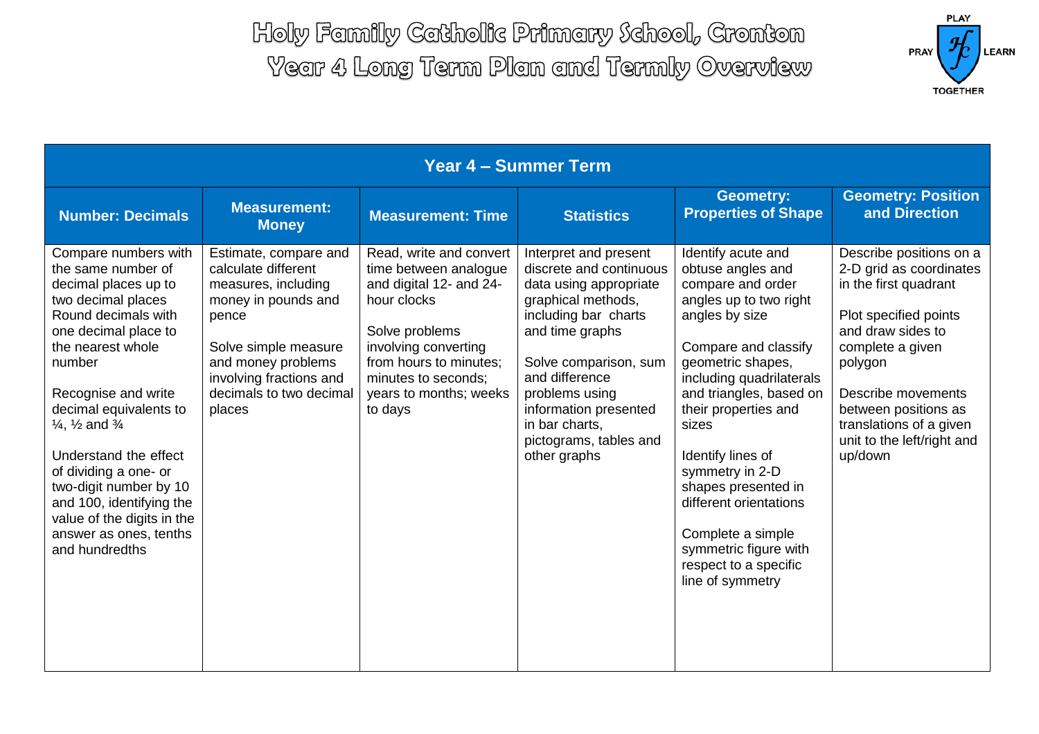# Holy Family Catholic Primary School, Cronton
# Year 4 Long Term Plan and Termly Overview

PLAY
PRAY LEARN
TOGETHER

| Year 4 – Summer Term | | | | | |
|---|---|---|---|---|---|
| **Number: Decimals** | **Measurement: Money** | **Measurement: Time** | **Statistics** | **Geometry: Properties of Shape** | **Geometry: Position and Direction** |
| Compare numbers with the same number of decimal places up to two decimal places<br>Round decimals with one decimal place to the nearest whole number<br><br>Recognise and write decimal equivalents to ¼, ½ and ¾<br><br>Understand the effect of dividing a one- or two-digit number by 10 and 100, identifying the value of the digits in the answer as ones, tenths and hundredths | Estimate, compare and calculate different measures, including money in pounds and pence<br><br>Solve simple measure and money problems involving fractions and decimals to two decimal places | Read, write and convert time between analogue and digital 12- and 24-hour clocks<br><br>Solve problems involving converting from hours to minutes; minutes to seconds; years to months; weeks to days | Interpret and present discrete and continuous data using appropriate graphical methods, including bar charts and time graphs<br><br>Solve comparison, sum and difference problems using information presented in bar charts, pictograms, tables and other graphs | Identify acute and obtuse angles and compare and order angles up to two right angles by size<br><br>Compare and classify geometric shapes, including quadrilaterals and triangles, based on their properties and sizes<br><br>Identify lines of symmetry in 2-D shapes presented in different orientations<br><br>Complete a simple symmetric figure with respect to a specific line of symmetry | Describe positions on a 2-D grid as coordinates in the first quadrant<br><br>Plot specified points and draw sides to complete a given polygon<br><br>Describe movements between positions as translations of a given unit to the left/right and up/down |